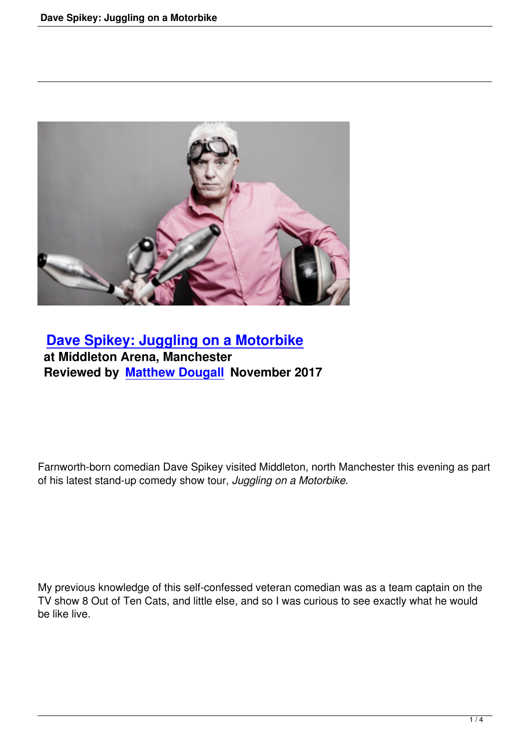# [Dave Spikey: Juggling on a Motorbike]

**at Middleton Arena, Manchester**

**Reviewed by [Matthew Dougall] November 2017**

Farnworth-born comedian Dave Spikey visited Middleton, north Manchester this evening as part of his latest stand-up comedy show tour, *Juggling on a Motorbike*.

My previous knowledge of this self-confessed veteran comedian was as a team captain on the TV show 8 Out of Ten Cats, and little else, and so I was curious to see exactly what he would be like live.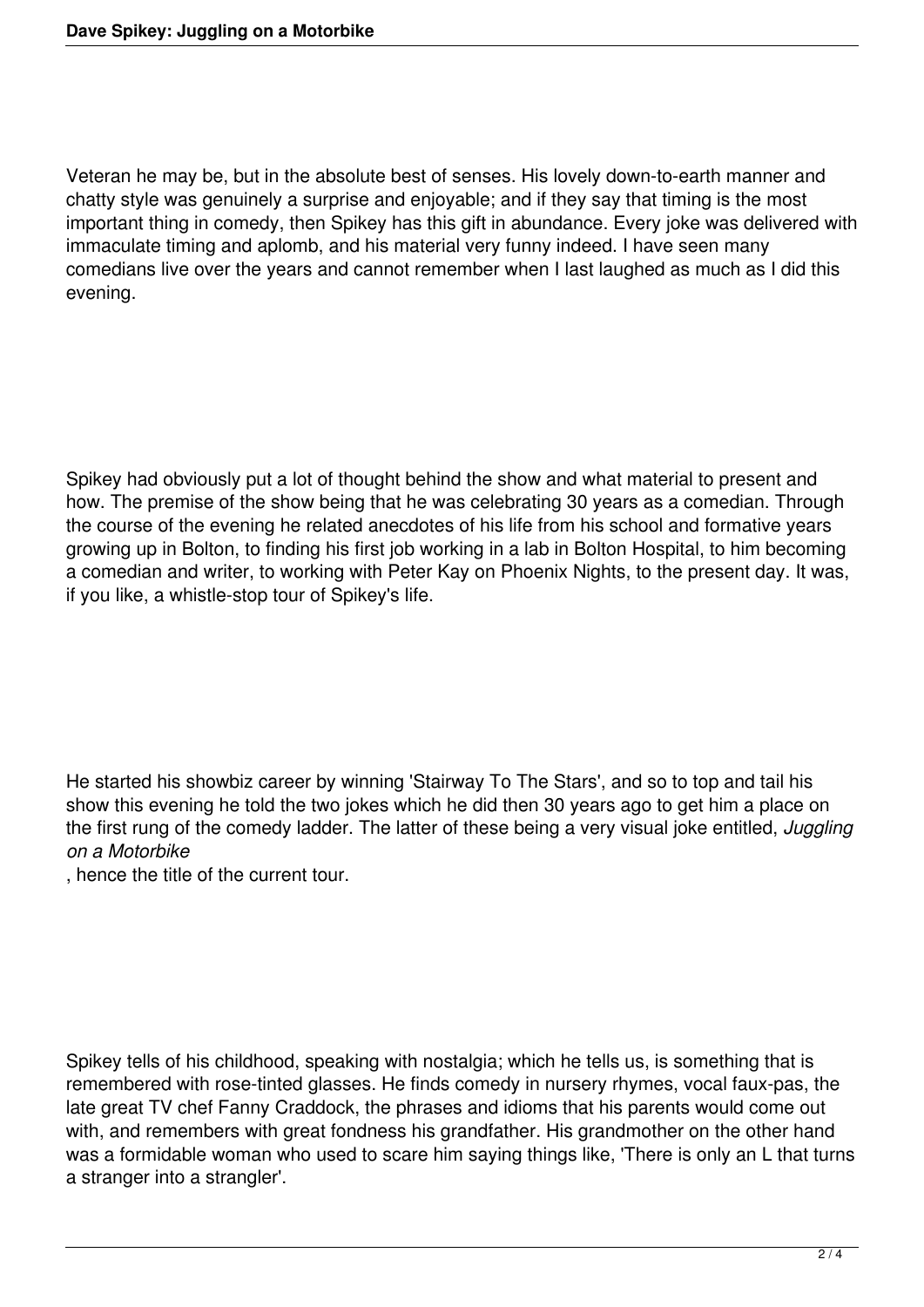Veteran he may be, but in the absolute best of senses. His lovely down-to-earth manner and chatty style was genuinely a surprise and enjoyable; and if they say that timing is the most important thing in comedy, then Spikey has this gift in abundance. Every joke was delivered with immaculate timing and aplomb, and his material very funny indeed. I have seen many comedians live over the years and cannot remember when I last laughed as much as I did this evening.

Spikey had obviously put a lot of thought behind the show and what material to present and how. The premise of the show being that he was celebrating 30 years as a comedian. Through the course of the evening he related anecdotes of his life from his school and formative years growing up in Bolton, to finding his first job working in a lab in Bolton Hospital, to him becoming a comedian and writer, to working with Peter Kay on Phoenix Nights, to the present day. It was, if you like, a whistle-stop tour of Spikey's life.

He started his showbiz career by winning 'Stairway To The Stars', and so to top and tail his show this evening he told the two jokes which he did then 30 years ago to get him a place on the first rung of the comedy ladder. The latter of these being a very visual joke entitled, *Juggling on a Motorbike*, hence the title of the current tour.

Spikey tells of his childhood, speaking with nostalgia; which he tells us, is something that is remembered with rose-tinted glasses. He finds comedy in nursery rhymes, vocal faux-pas, the late great TV chef Fanny Craddock, the phrases and idioms that his parents would come out with, and remembers with great fondness his grandfather. His grandmother on the other hand was a formidable woman who used to scare him saying things like, 'There is only an L that turns a stranger into a strangler'.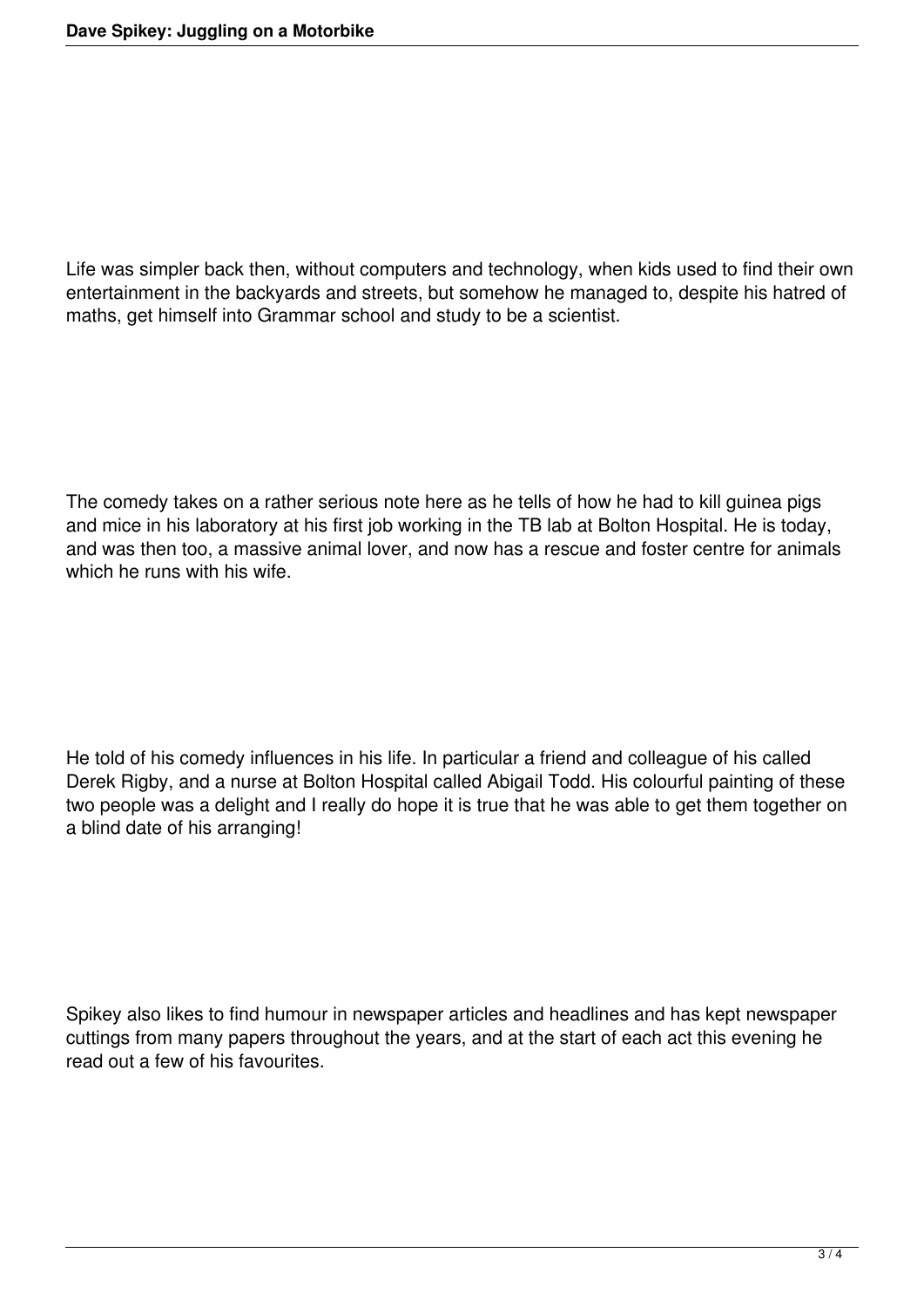Life was simpler back then, without computers and technology, when kids used to find their own entertainment in the backyards and streets, but somehow he managed to, despite his hatred of maths, get himself into Grammar school and study to be a scientist.

The comedy takes on a rather serious note here as he tells of how he had to kill guinea pigs and mice in his laboratory at his first job working in the TB lab at Bolton Hospital. He is today, and was then too, a massive animal lover, and now has a rescue and foster centre for animals which he runs with his wife.

He told of his comedy influences in his life. In particular a friend and colleague of his called Derek Rigby, and a nurse at Bolton Hospital called Abigail Todd. His colourful painting of these two people was a delight and I really do hope it is true that he was able to get them together on a blind date of his arranging!

Spikey also likes to find humour in newspaper articles and headlines and has kept newspaper cuttings from many papers throughout the years, and at the start of each act this evening he read out a few of his favourites.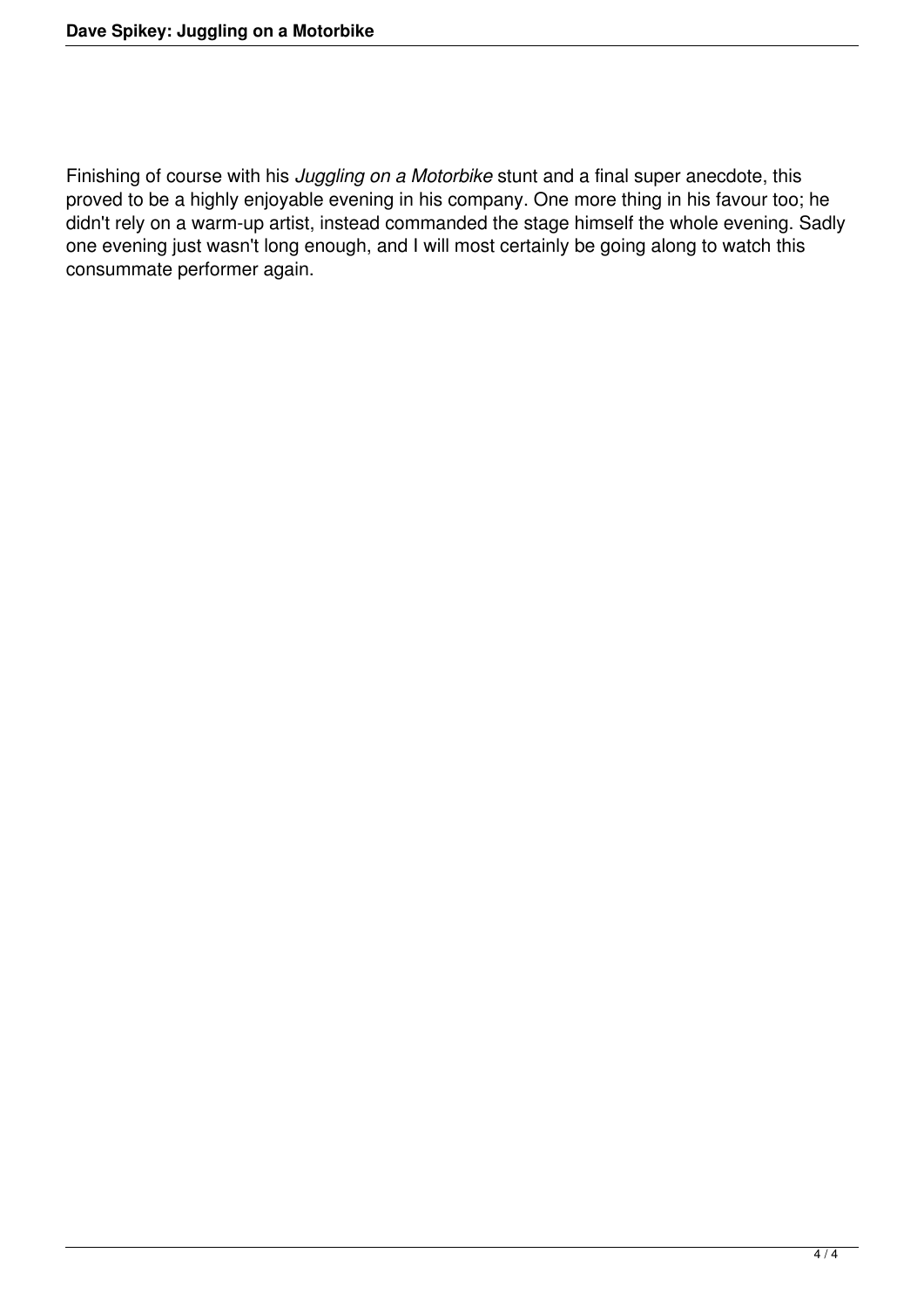Finishing of course with his *Juggling on a Motorbike* stunt and a final super anecdote, this proved to be a highly enjoyable evening in his company. One more thing in his favour too; he didn't rely on a warm-up artist, instead commanded the stage himself the whole evening. Sadly one evening just wasn't long enough, and I will most certainly be going along to watch this consummate performer again.